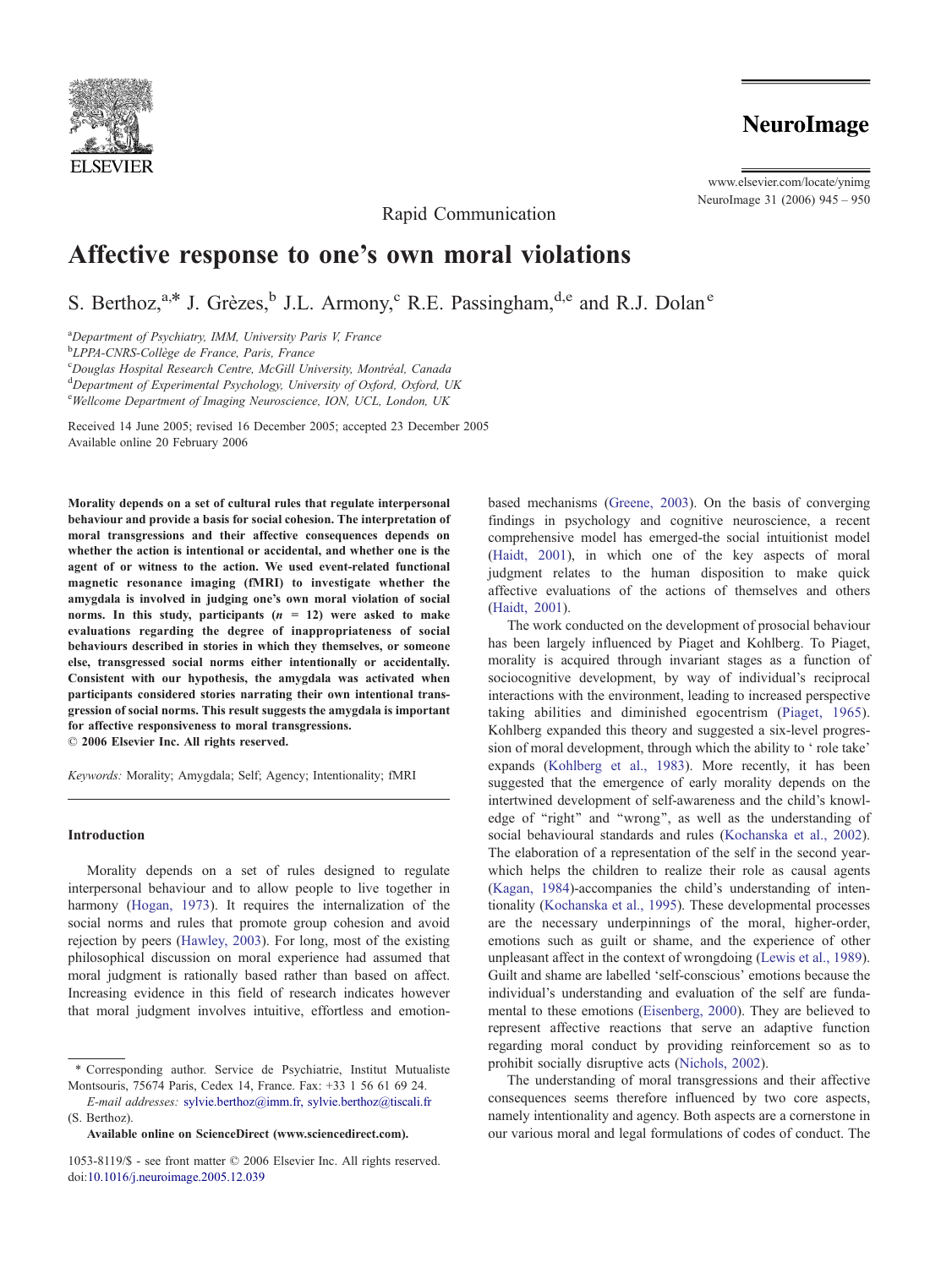Rapid Communication

# Affective response to one's own moral violations

S. Berthoz,[a,*] J. Grèzes,[b] J.L. Armony,[c] R.E. Passingham,[d,e] and R.J. Dolan[e]

[a]Department of Psychiatry, IMM, University Paris V, France
[b]LPPA-CNRS-Collège de France, Paris, France
[c]Douglas Hospital Research Centre, McGill University, Montréal, Canada
[d]Department of Experimental Psychology, University of Oxford, Oxford, UK
[e]Wellcome Department of Imaging Neuroscience, ION, UCL, London, UK

Received 14 June 2005; revised 16 December 2005; accepted 23 December 2005
Available online 20 February 2006

**Morality depends on a set of cultural rules that regulate interpersonal behaviour and provide a basis for social cohesion. The interpretation of moral transgressions and their affective consequences depends on whether the action is intentional or accidental, and whether one is the agent of or witness to the action. We used event-related functional magnetic resonance imaging (fMRI) to investigate whether the amygdala is involved in judging one's own moral violation of social norms. In this study, participants ($n$ = 12) were asked to make evaluations regarding the degree of inappropriateness of social behaviours described in stories in which they themselves, or someone else, transgressed social norms either intentionally or accidentally. Consistent with our hypothesis, the amygdala was activated when participants considered stories narrating their own intentional transgression of social norms. This result suggests the amygdala is important for affective responsiveness to moral transgressions.**
**© 2006 Elsevier Inc. All rights reserved.**

*Keywords:* Morality; Amygdala; Self; Agency; Intentionality; fMRI

## Introduction

Morality depends on a set of rules designed to regulate interpersonal behaviour and to allow people to live together in harmony (Hogan, 1973). It requires the internalization of the social norms and rules that promote group cohesion and avoid rejection by peers (Hawley, 2003). For long, most of the existing philosophical discussion on moral experience had assumed that moral judgment is rationally based rather than based on affect. Increasing evidence in this field of research indicates however that moral judgment involves intuitive, effortless and emotion-based mechanisms (Greene, 2003). On the basis of converging findings in psychology and cognitive neuroscience, a recent comprehensive model has emerged-the social intuitionist model (Haidt, 2001), in which one of the key aspects of moral judgment relates to the human disposition to make quick affective evaluations of the actions of themselves and others (Haidt, 2001).

The work conducted on the development of prosocial behaviour has been largely influenced by Piaget and Kohlberg. To Piaget, morality is acquired through invariant stages as a function of sociocognitive development, by way of individual's reciprocal interactions with the environment, leading to increased perspective taking abilities and diminished egocentrism (Piaget, 1965). Kohlberg expanded this theory and suggested a six-level progression of moral development, through which the ability to ' role take' expands (Kohlberg et al., 1983). More recently, it has been suggested that the emergence of early morality depends on the intertwined development of self-awareness and the child's knowledge of "right" and "wrong", as well as the understanding of social behavioural standards and rules (Kochanska et al., 2002). The elaboration of a representation of the self in the second year-which helps the children to realize their role as causal agents (Kagan, 1984)-accompanies the child's understanding of intentionality (Kochanska et al., 1995). These developmental processes are the necessary underpinnings of the moral, higher-order, emotions such as guilt or shame, and the experience of other unpleasant affect in the context of wrongdoing (Lewis et al., 1989). Guilt and shame are labelled 'self-conscious' emotions because the individual's understanding and evaluation of the self are fundamental to these emotions (Eisenberg, 2000). They are believed to represent affective reactions that serve an adaptive function regarding moral conduct by providing reinforcement so as to prohibit socially disruptive acts (Nichols, 2002).

The understanding of moral transgressions and their affective consequences seems therefore influenced by two core aspects, namely intentionality and agency. Both aspects are a cornerstone in our various moral and legal formulations of codes of conduct. The

\* Corresponding author. Service de Psychiatrie, Institut Mutualiste Montsouris, 75674 Paris, Cedex 14, France. Fax: +33 1 56 61 69 24.
*E-mail addresses:* sylvie.berthoz@imm.fr, sylvie.berthoz@tiscali.fr (S. Berthoz).

**Available online on ScienceDirect (www.sciencedirect.com).**

1053-8119/$ - see front matter © 2006 Elsevier Inc. All rights reserved.
doi:10.1016/j.neuroimage.2005.12.039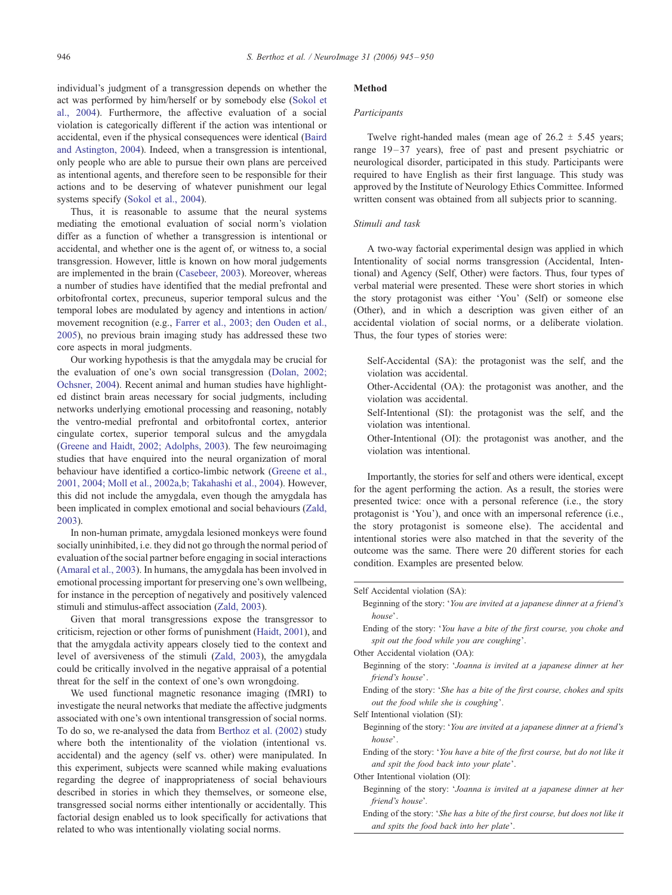individual's judgment of a transgression depends on whether the act was performed by him/herself or by somebody else (Sokol et al., 2004). Furthermore, the affective evaluation of a social violation is categorically different if the action was intentional or accidental, even if the physical consequences were identical (Baird and Astington, 2004). Indeed, when a transgression is intentional, only people who are able to pursue their own plans are perceived as intentional agents, and therefore seen to be responsible for their actions and to be deserving of whatever punishment our legal systems specify (Sokol et al., 2004).

Thus, it is reasonable to assume that the neural systems mediating the emotional evaluation of social norm's violation differ as a function of whether a transgression is intentional or accidental, and whether one is the agent of, or witness to, a social transgression. However, little is known on how moral judgements are implemented in the brain (Casebeer, 2003). Moreover, whereas a number of studies have identified that the medial prefrontal and orbitofrontal cortex, precuneus, superior temporal sulcus and the temporal lobes are modulated by agency and intentions in action/movement recognition (e.g., Farrer et al., 2003; den Ouden et al., 2005), no previous brain imaging study has addressed these two core aspects in moral judgments.

Our working hypothesis is that the amygdala may be crucial for the evaluation of one's own social transgression (Dolan, 2002; Ochsner, 2004). Recent animal and human studies have highlighted distinct brain areas necessary for social judgments, including networks underlying emotional processing and reasoning, notably the ventro-medial prefrontal and orbitofrontal cortex, anterior cingulate cortex, superior temporal sulcus and the amygdala (Greene and Haidt, 2002; Adolphs, 2003). The few neuroimaging studies that have enquired into the neural organization of moral behaviour have identified a cortico-limbic network (Greene et al., 2001, 2004; Moll et al., 2002a,b; Takahashi et al., 2004). However, this did not include the amygdala, even though the amygdala has been implicated in complex emotional and social behaviours (Zald, 2003).

In non-human primate, amygdala lesioned monkeys were found socially uninhibited, i.e. they did not go through the normal period of evaluation of the social partner before engaging in social interactions (Amaral et al., 2003). In humans, the amygdala has been involved in emotional processing important for preserving one's own wellbeing, for instance in the perception of negatively and positively valenced stimuli and stimulus-affect association (Zald, 2003).

Given that moral transgressions expose the transgressor to criticism, rejection or other forms of punishment (Haidt, 2001), and that the amygdala activity appears closely tied to the context and level of aversiveness of the stimuli (Zald, 2003), the amygdala could be critically involved in the negative appraisal of a potential threat for the self in the context of one's own wrongdoing.

We used functional magnetic resonance imaging (fMRI) to investigate the neural networks that mediate the affective judgments associated with one's own intentional transgression of social norms. To do so, we re-analysed the data from Berthoz et al. (2002) study where both the intentionality of the violation (intentional vs. accidental) and the agency (self vs. other) were manipulated. In this experiment, subjects were scanned while making evaluations regarding the degree of inappropriateness of social behaviours described in stories in which they themselves, or someone else, transgressed social norms either intentionally or accidentally. This factorial design enabled us to look specifically for activations that related to who was intentionally violating social norms.

## Method

### Participants

Twelve right-handed males (mean age of 26.2 ± 5.45 years; range 19–37 years), free of past and present psychiatric or neurological disorder, participated in this study. Participants were required to have English as their first language. This study was approved by the Institute of Neurology Ethics Committee. Informed written consent was obtained from all subjects prior to scanning.

### Stimuli and task

A two-way factorial experimental design was applied in which Intentionality of social norms transgression (Accidental, Intentional) and Agency (Self, Other) were factors. Thus, four types of verbal material were presented. These were short stories in which the story protagonist was either 'You' (Self) or someone else (Other), and in which a description was given either of an accidental violation of social norms, or a deliberate violation. Thus, the four types of stories were:

Self-Accidental (SA): the protagonist was the self, and the violation was accidental.
Other-Accidental (OA): the protagonist was another, and the violation was accidental.
Self-Intentional (SI): the protagonist was the self, and the violation was intentional.
Other-Intentional (OI): the protagonist was another, and the violation was intentional.

Importantly, the stories for self and others were identical, except for the agent performing the action. As a result, the stories were presented twice: once with a personal reference (i.e., the story protagonist is 'You'), and once with an impersonal reference (i.e., the story protagonist is someone else). The accidental and intentional stories were also matched in that the severity of the outcome was the same. There were 20 different stories for each condition. Examples are presented below.

Self Accidental violation (SA):
Beginning of the story: '*You are invited at a japanese dinner at a friend's house*'.
Ending of the story: '*You have a bite of the first course, you choke and spit out the food while you are coughing*'.

Other Accidental violation (OA):
Beginning of the story: '*Joanna is invited at a japanese dinner at her friend's house*'.
Ending of the story: '*She has a bite of the first course, chokes and spits out the food while she is coughing*'.

Self Intentional violation (SI):
Beginning of the story: '*You are invited at a japanese dinner at a friend's house*'.
Ending of the story: '*You have a bite of the first course, but do not like it and spit the food back into your plate*'.

Other Intentional violation (OI):
Beginning of the story: '*Joanna is invited at a japanese dinner at her friend's house*'.
Ending of the story: '*She has a bite of the first course, but does not like it and spits the food back into her plate*'.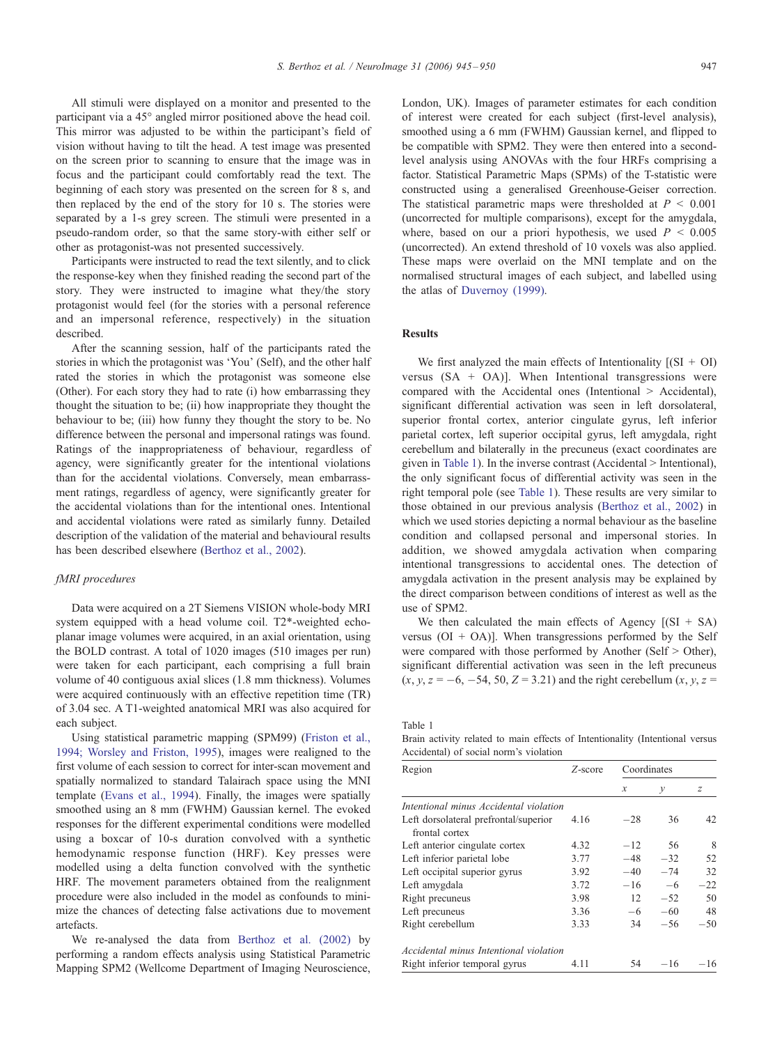All stimuli were displayed on a monitor and presented to the participant via a 45° angled mirror positioned above the head coil. This mirror was adjusted to be within the participant's field of vision without having to tilt the head. A test image was presented on the screen prior to scanning to ensure that the image was in focus and the participant could comfortably read the text. The beginning of each story was presented on the screen for 8 s, and then replaced by the end of the story for 10 s. The stories were separated by a 1-s grey screen. The stimuli were presented in a pseudo-random order, so that the same story-with either self or other as protagonist-was not presented successively.

Participants were instructed to read the text silently, and to click the response-key when they finished reading the second part of the story. They were instructed to imagine what they/the story protagonist would feel (for the stories with a personal reference and an impersonal reference, respectively) in the situation described.

After the scanning session, half of the participants rated the stories in which the protagonist was 'You' (Self), and the other half rated the stories in which the protagonist was someone else (Other). For each story they had to rate (i) how embarrassing they thought the situation to be; (ii) how inappropriate they thought the behaviour to be; (iii) how funny they thought the story to be. No difference between the personal and impersonal ratings was found. Ratings of the inappropriateness of behaviour, regardless of agency, were significantly greater for the intentional violations than for the accidental violations. Conversely, mean embarrassment ratings, regardless of agency, were significantly greater for the accidental violations than for the intentional ones. Intentional and accidental violations were rated as similarly funny. Detailed description of the validation of the material and behavioural results has been described elsewhere (Berthoz et al., 2002).

### *fMRI procedures*

Data were acquired on a 2T Siemens VISION whole-body MRI system equipped with a head volume coil. T2*-weighted echo-planar image volumes were acquired, in an axial orientation, using the BOLD contrast. A total of 1020 images (510 images per run) were taken for each participant, each comprising a full brain volume of 40 contiguous axial slices (1.8 mm thickness). Volumes were acquired continuously with an effective repetition time (TR) of 3.04 sec. A T1-weighted anatomical MRI was also acquired for each subject.

Using statistical parametric mapping (SPM99) (Friston et al., 1994; Worsley and Friston, 1995), images were realigned to the first volume of each session to correct for inter-scan movement and spatially normalized to standard Talairach space using the MNI template (Evans et al., 1994). Finally, the images were spatially smoothed using an 8 mm (FWHM) Gaussian kernel. The evoked responses for the different experimental conditions were modelled using a boxcar of 10-s duration convolved with a synthetic hemodynamic response function (HRF). Key presses were modelled using a delta function convolved with the synthetic HRF. The movement parameters obtained from the realignment procedure were also included in the model as confounds to minimize the chances of detecting false activations due to movement artefacts.

We re-analysed the data from Berthoz et al. (2002) by performing a random effects analysis using Statistical Parametric Mapping SPM2 (Wellcome Department of Imaging Neuroscience, London, UK). Images of parameter estimates for each condition of interest were created for each subject (first-level analysis), smoothed using a 6 mm (FWHM) Gaussian kernel, and flipped to be compatible with SPM2. They were then entered into a second-level analysis using ANOVAs with the four HRFs comprising a factor. Statistical Parametric Maps (SPMs) of the T-statistic were constructed using a generalised Greenhouse-Geiser correction. The statistical parametric maps were thresholded at $P < 0.001$ (uncorrected for multiple comparisons), except for the amygdala, where, based on our a priori hypothesis, we used $P < 0.005$ (uncorrected). An extend threshold of 10 voxels was also applied. These maps were overlaid on the MNI template and on the normalised structural images of each subject, and labelled using the atlas of Duvernoy (1999).

## Results

We first analyzed the main effects of Intentionality [(SI + OI) versus (SA + OA)]. When Intentional transgressions were compared with the Accidental ones (Intentional > Accidental), significant differential activation was seen in left dorsolateral, superior frontal cortex, anterior cingulate gyrus, left inferior parietal cortex, left superior occipital gyrus, left amygdala, right cerebellum and bilaterally in the precuneus (exact coordinates are given in Table 1). In the inverse contrast (Accidental > Intentional), the only significant focus of differential activity was seen in the right temporal pole (see Table 1). These results are very similar to those obtained in our previous analysis (Berthoz et al., 2002) in which we used stories depicting a normal behaviour as the baseline condition and collapsed personal and impersonal stories. In addition, we showed amygdala activation when comparing intentional transgressions to accidental ones. The detection of amygdala activation in the present analysis may be explained by the direct comparison between conditions of interest as well as the use of SPM2.

We then calculated the main effects of Agency [(SI + SA) versus (OI + OA)]. When transgressions performed by the Self were compared with those performed by Another (Self > Other), significant differential activation was seen in the left precuneus ($x, y, z = -6, -54, 50, Z = 3.21$) and the right cerebellum ($x, y, z =$

Table 1
Brain activity related to main effects of Intentionality (Intentional versus Accidental) of social norm's violation

| Region | *Z*-score | Coordinates | | |
|---|---|---|---|---|
| | | *x* | *y* | *z* |
| *Intentional minus Accidental violation* | | | | |
| Left dorsolateral prefrontal/superior frontal cortex | 4.16 | −28 | 36 | 42 |
| Left anterior cingulate cortex | 4.32 | −12 | 56 | 8 |
| Left inferior parietal lobe | 3.77 | −48 | −32 | 52 |
| Left occipital superior gyrus | 3.92 | −40 | −74 | 32 |
| Left amygdala | 3.72 | −16 | −6 | −22 |
| Right precuneus | 3.98 | 12 | −52 | 50 |
| Left precuneus | 3.36 | −6 | −60 | 48 |
| Right cerebellum | 3.33 | 34 | −56 | −50 |
| *Accidental minus Intentional violation* | | | | |
| Right inferior temporal gyrus | 4.11 | 54 | −16 | −16 |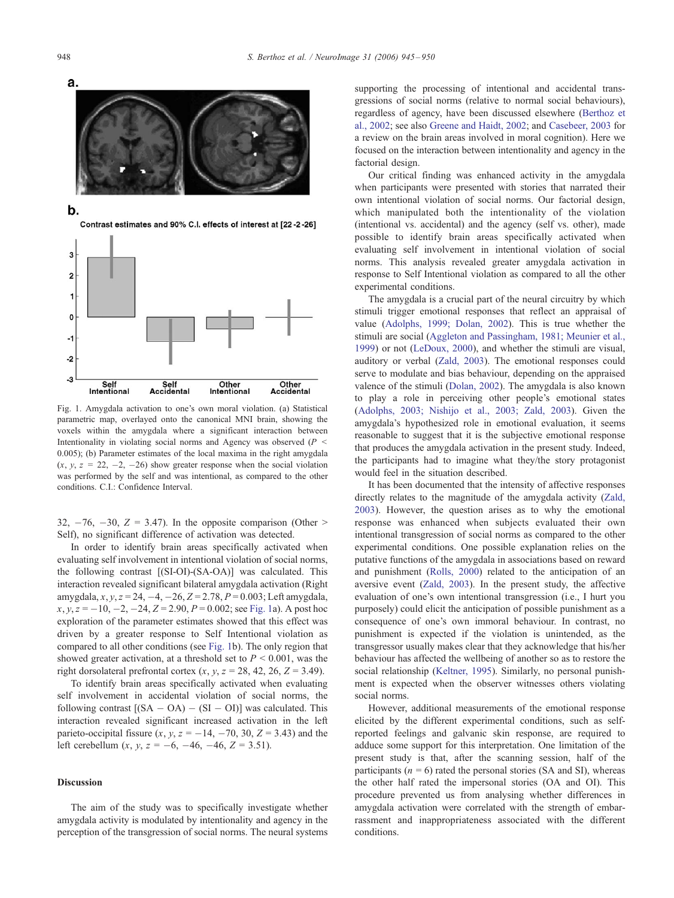Fig. 1. Amygdala activation to one's own moral violation. (a) Statistical parametric map, overlayed onto the canonical MNI brain, showing the voxels within the amygdala where a significant interaction between Intentionality in violating social norms and Agency was observed ($P$ < 0.005); (b) Parameter estimates of the local maxima in the right amygdala ($x$, $y$, $z$ = 22, −2, −26) show greater response when the social violation was performed by the self and was intentional, as compared to the other conditions. C.I.: Confidence Interval.

32, −76, −30, $Z$ = 3.47). In the opposite comparison (Other > Self), no significant difference of activation was detected.

In order to identify brain areas specifically activated when evaluating self involvement in intentional violation of social norms, the following contrast [(SI-OI)-(SA-OA)] was calculated. This interaction revealed significant bilateral amygdala activation (Right amygdala, $x, y, z$ = 24, −4, −26, $Z$ = 2.78, $P$ = 0.003; Left amygdala, $x, y, z$ = −10, −2, −24, $Z$ = 2.90, $P$ = 0.002; see Fig. 1a). A post hoc exploration of the parameter estimates showed that this effect was driven by a greater response to Self Intentional violation as compared to all other conditions (see Fig. 1b). The only region that showed greater activation, at a threshold set to $P$ < 0.001, was the right dorsolateral prefrontal cortex ($x$, $y$, $z$ = 28, 42, 26, $Z$ = 3.49).

To identify brain areas specifically activated when evaluating self involvement in accidental violation of social norms, the following contrast [(SA − OA) − (SI − OI)] was calculated. This interaction revealed significant increased activation in the left parieto-occipital fissure ($x$, $y$, $z$ = −14, −70, 30, $Z$ = 3.43) and the left cerebellum ($x$, $y$, $z$ = −6, −46, −46, $Z$ = 3.51).

## Discussion

The aim of the study was to specifically investigate whether amygdala activity is modulated by intentionality and agency in the perception of the transgression of social norms. The neural systems supporting the processing of intentional and accidental transgressions of social norms (relative to normal social behaviours), regardless of agency, have been discussed elsewhere (Berthoz et al., 2002; see also Greene and Haidt, 2002; and Casebeer, 2003 for a review on the brain areas involved in moral cognition). Here we focused on the interaction between intentionality and agency in the factorial design.

Our critical finding was enhanced activity in the amygdala when participants were presented with stories that narrated their own intentional violation of social norms. Our factorial design, which manipulated both the intentionality of the violation (intentional vs. accidental) and the agency (self vs. other), made possible to identify brain areas specifically activated when evaluating self involvement in intentional violation of social norms. This analysis revealed greater amygdala activation in response to Self Intentional violation as compared to all the other experimental conditions.

The amygdala is a crucial part of the neural circuitry by which stimuli trigger emotional responses that reflect an appraisal of value (Adolphs, 1999; Dolan, 2002). This is true whether the stimuli are social (Aggleton and Passingham, 1981; Meunier et al., 1999) or not (LeDoux, 2000), and whether the stimuli are visual, auditory or verbal (Zald, 2003). The emotional responses could serve to modulate and bias behaviour, depending on the appraised valence of the stimuli (Dolan, 2002). The amygdala is also known to play a role in perceiving other people's emotional states (Adolphs, 2003; Nishijo et al., 2003; Zald, 2003). Given the amygdala's hypothesized role in emotional evaluation, it seems reasonable to suggest that it is the subjective emotional response that produces the amygdala activation in the present study. Indeed, the participants had to imagine what they/the story protagonist would feel in the situation described.

It has been documented that the intensity of affective responses directly relates to the magnitude of the amygdala activity (Zald, 2003). However, the question arises as to why the emotional response was enhanced when subjects evaluated their own intentional transgression of social norms as compared to the other experimental conditions. One possible explanation relies on the putative functions of the amygdala in associations based on reward and punishment (Rolls, 2000) related to the anticipation of an aversive event (Zald, 2003). In the present study, the affective evaluation of one's own intentional transgression (i.e., I hurt you purposely) could elicit the anticipation of possible punishment as a consequence of one's own immoral behaviour. In contrast, no punishment is expected if the violation is unintended, as the transgressor usually makes clear that they acknowledge that his/her behaviour has affected the wellbeing of another so as to restore the social relationship (Keltner, 1995). Similarly, no personal punishment is expected when the observer witnesses others violating social norms.

However, additional measurements of the emotional response elicited by the different experimental conditions, such as self-reported feelings and galvanic skin response, are required to adduce some support for this interpretation. One limitation of the present study is that, after the scanning session, half of the participants ($n$ = 6) rated the personal stories (SA and SI), whereas the other half rated the impersonal stories (OA and OI). This procedure prevented us from analysing whether differences in amygdala activation were correlated with the strength of embarrassment and inappropriateness associated with the different conditions.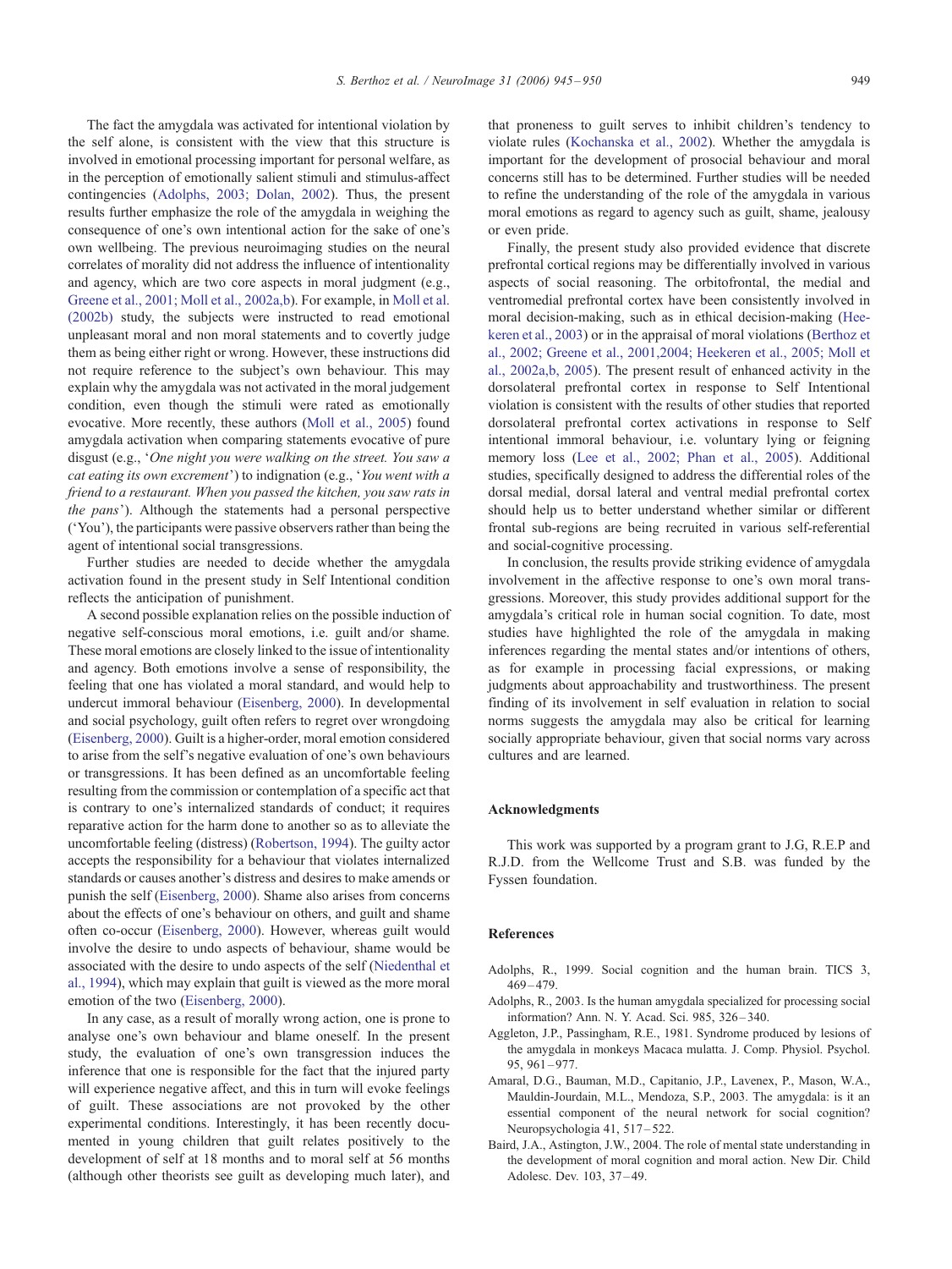The fact the amygdala was activated for intentional violation by the self alone, is consistent with the view that this structure is involved in emotional processing important for personal welfare, as in the perception of emotionally salient stimuli and stimulus-affect contingencies (Adolphs, 2003; Dolan, 2002). Thus, the present results further emphasize the role of the amygdala in weighing the consequence of one's own intentional action for the sake of one's own wellbeing. The previous neuroimaging studies on the neural correlates of morality did not address the influence of intentionality and agency, which are two core aspects in moral judgment (e.g., Greene et al., 2001; Moll et al., 2002a,b). For example, in Moll et al. (2002b) study, the subjects were instructed to read emotional unpleasant moral and non moral statements and to covertly judge them as being either right or wrong. However, these instructions did not require reference to the subject's own behaviour. This may explain why the amygdala was not activated in the moral judgement condition, even though the stimuli were rated as emotionally evocative. More recently, these authors (Moll et al., 2005) found amygdala activation when comparing statements evocative of pure disgust (e.g., '*One night you were walking on the street. You saw a cat eating its own excrement*') to indignation (e.g., '*You went with a friend to a restaurant. When you passed the kitchen, you saw rats in the pans*'). Although the statements had a personal perspective ('You'), the participants were passive observers rather than being the agent of intentional social transgressions.

Further studies are needed to decide whether the amygdala activation found in the present study in Self Intentional condition reflects the anticipation of punishment.

A second possible explanation relies on the possible induction of negative self-conscious moral emotions, i.e. guilt and/or shame. These moral emotions are closely linked to the issue of intentionality and agency. Both emotions involve a sense of responsibility, the feeling that one has violated a moral standard, and would help to undercut immoral behaviour (Eisenberg, 2000). In developmental and social psychology, guilt often refers to regret over wrongdoing (Eisenberg, 2000). Guilt is a higher-order, moral emotion considered to arise from the self's negative evaluation of one's own behaviours or transgressions. It has been defined as an uncomfortable feeling resulting from the commission or contemplation of a specific act that is contrary to one's internalized standards of conduct; it requires reparative action for the harm done to another so as to alleviate the uncomfortable feeling (distress) (Robertson, 1994). The guilty actor accepts the responsibility for a behaviour that violates internalized standards or causes another's distress and desires to make amends or punish the self (Eisenberg, 2000). Shame also arises from concerns about the effects of one's behaviour on others, and guilt and shame often co-occur (Eisenberg, 2000). However, whereas guilt would involve the desire to undo aspects of behaviour, shame would be associated with the desire to undo aspects of the self (Niedenthal et al., 1994), which may explain that guilt is viewed as the more moral emotion of the two (Eisenberg, 2000).

In any case, as a result of morally wrong action, one is prone to analyse one's own behaviour and blame oneself. In the present study, the evaluation of one's own transgression induces the inference that one is responsible for the fact that the injured party will experience negative affect, and this in turn will evoke feelings of guilt. These associations are not provoked by the other experimental conditions. Interestingly, it has been recently documented in young children that guilt relates positively to the development of self at 18 months and to moral self at 56 months (although other theorists see guilt as developing much later), and that proneness to guilt serves to inhibit children's tendency to violate rules (Kochanska et al., 2002). Whether the amygdala is important for the development of prosocial behaviour and moral concerns still has to be determined. Further studies will be needed to refine the understanding of the role of the amygdala in various moral emotions as regard to agency such as guilt, shame, jealousy or even pride.

Finally, the present study also provided evidence that discrete prefrontal cortical regions may be differentially involved in various aspects of social reasoning. The orbitofrontal, the medial and ventromedial prefrontal cortex have been consistently involved in moral decision-making, such as in ethical decision-making (Heekeren et al., 2003) or in the appraisal of moral violations (Berthoz et al., 2002; Greene et al., 2001,2004; Heekeren et al., 2005; Moll et al., 2002a,b, 2005). The present result of enhanced activity in the dorsolateral prefrontal cortex in response to Self Intentional violation is consistent with the results of other studies that reported dorsolateral prefrontal cortex activations in response to Self intentional immoral behaviour, i.e. voluntary lying or feigning memory loss (Lee et al., 2002; Phan et al., 2005). Additional studies, specifically designed to address the differential roles of the dorsal medial, dorsal lateral and ventral medial prefrontal cortex should help us to better understand whether similar or different frontal sub-regions are being recruited in various self-referential and social-cognitive processing.

In conclusion, the results provide striking evidence of amygdala involvement in the affective response to one's own moral transgressions. Moreover, this study provides additional support for the amygdala's critical role in human social cognition. To date, most studies have highlighted the role of the amygdala in making inferences regarding the mental states and/or intentions of others, as for example in processing facial expressions, or making judgments about approachability and trustworthiness. The present finding of its involvement in self evaluation in relation to social norms suggests the amygdala may also be critical for learning socially appropriate behaviour, given that social norms vary across cultures and are learned.

## Acknowledgments

This work was supported by a program grant to J.G, R.E.P and R.J.D. from the Wellcome Trust and S.B. was funded by the Fyssen foundation.

## References

Adolphs, R., 1999. Social cognition and the human brain. TICS 3, 469–479.

Adolphs, R., 2003. Is the human amygdala specialized for processing social information? Ann. N. Y. Acad. Sci. 985, 326–340.

Aggleton, J.P., Passingham, R.E., 1981. Syndrome produced by lesions of the amygdala in monkeys Macaca mulatta. J. Comp. Physiol. Psychol. 95, 961–977.

Amaral, D.G., Bauman, M.D., Capitanio, J.P., Lavenex, P., Mason, W.A., Mauldin-Jourdain, M.L., Mendoza, S.P., 2003. The amygdala: is it an essential component of the neural network for social cognition? Neuropsychologia 41, 517–522.

Baird, J.A., Astington, J.W., 2004. The role of mental state understanding in the development of moral cognition and moral action. New Dir. Child Adolesc. Dev. 103, 37–49.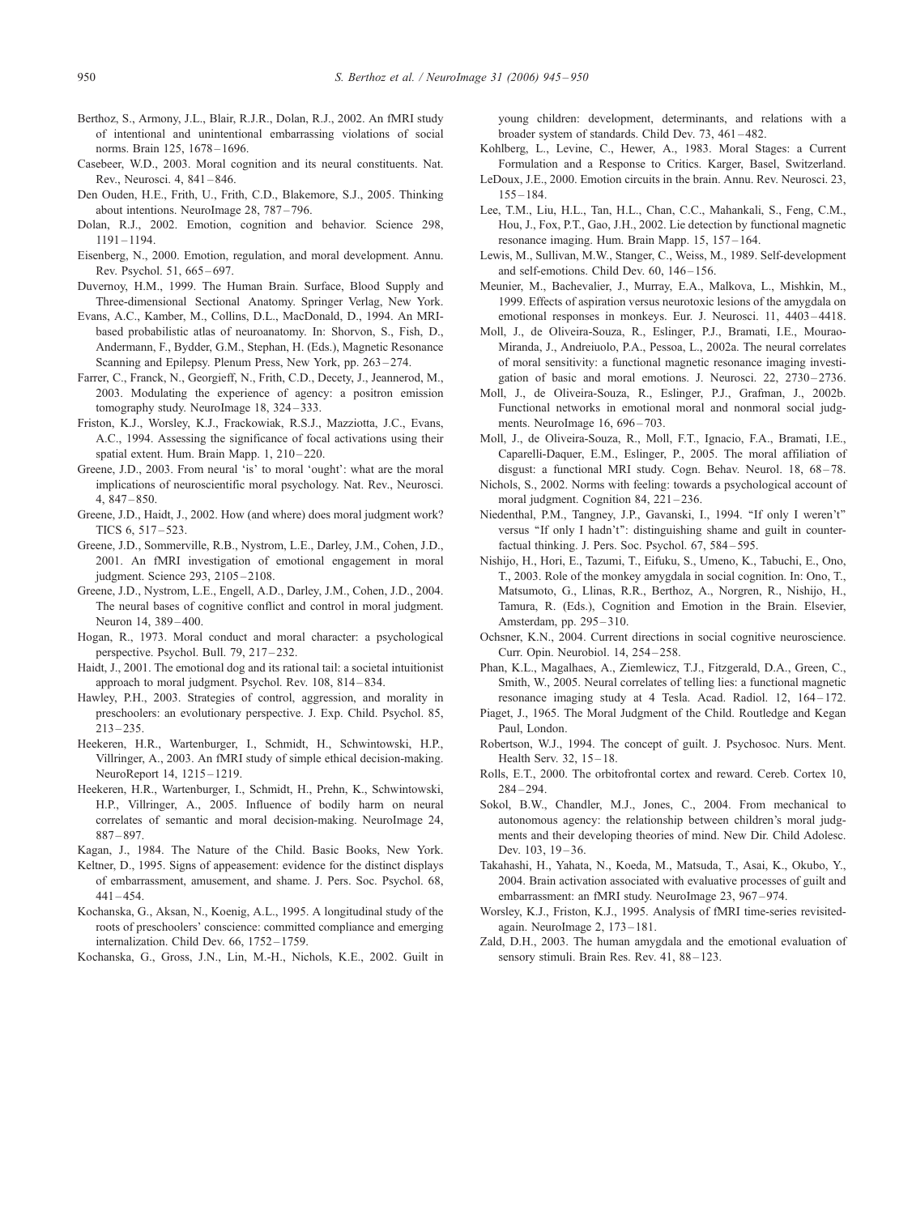Berthoz, S., Armony, J.L., Blair, R.J.R., Dolan, R.J., 2002. An fMRI study of intentional and unintentional embarrassing violations of social norms. Brain 125, 1678–1696.

Casebeer, W.D., 2003. Moral cognition and its neural constituents. Nat. Rev., Neurosci. 4, 841–846.

Den Ouden, H.E., Frith, U., Frith, C.D., Blakemore, S.J., 2005. Thinking about intentions. NeuroImage 28, 787–796.

Dolan, R.J., 2002. Emotion, cognition and behavior. Science 298, 1191–1194.

Eisenberg, N., 2000. Emotion, regulation, and moral development. Annu. Rev. Psychol. 51, 665–697.

Duvernoy, H.M., 1999. The Human Brain. Surface, Blood Supply and Three-dimensional Sectional Anatomy. Springer Verlag, New York.

Evans, A.C., Kamber, M., Collins, D.L., MacDonald, D., 1994. An MRI-based probabilistic atlas of neuroanatomy. In: Shorvon, S., Fish, D., Andermann, F., Bydder, G.M., Stephan, H. (Eds.), Magnetic Resonance Scanning and Epilepsy. Plenum Press, New York, pp. 263–274.

Farrer, C., Franck, N., Georgieff, N., Frith, C.D., Decety, J., Jeannerod, M., 2003. Modulating the experience of agency: a positron emission tomography study. NeuroImage 18, 324–333.

Friston, K.J., Worsley, K.J., Frackowiak, R.S.J., Mazziotta, J.C., Evans, A.C., 1994. Assessing the significance of focal activations using their spatial extent. Hum. Brain Mapp. 1, 210–220.

Greene, J.D., 2003. From neural 'is' to moral 'ought': what are the moral implications of neuroscientific moral psychology. Nat. Rev., Neurosci. 4, 847–850.

Greene, J.D., Haidt, J., 2002. How (and where) does moral judgment work? TICS 6, 517–523.

Greene, J.D., Sommerville, R.B., Nystrom, L.E., Darley, J.M., Cohen, J.D., 2001. An fMRI investigation of emotional engagement in moral judgment. Science 293, 2105–2108.

Greene, J.D., Nystrom, L.E., Engell, A.D., Darley, J.M., Cohen, J.D., 2004. The neural bases of cognitive conflict and control in moral judgment. Neuron 14, 389–400.

Hogan, R., 1973. Moral conduct and moral character: a psychological perspective. Psychol. Bull. 79, 217–232.

Haidt, J., 2001. The emotional dog and its rational tail: a societal intuitionist approach to moral judgment. Psychol. Rev. 108, 814–834.

Hawley, P.H., 2003. Strategies of control, aggression, and morality in preschoolers: an evolutionary perspective. J. Exp. Child. Psychol. 85, 213–235.

Heekeren, H.R., Wartenburger, I., Schmidt, H., Schwintowski, H.P., Villringer, A., 2003. An fMRI study of simple ethical decision-making. NeuroReport 14, 1215–1219.

Heekeren, H.R., Wartenburger, I., Schmidt, H., Prehn, K., Schwintowski, H.P., Villringer, A., 2005. Influence of bodily harm on neural correlates of semantic and moral decision-making. NeuroImage 24, 887–897.

Kagan, J., 1984. The Nature of the Child. Basic Books, New York.

Keltner, D., 1995. Signs of appeasement: evidence for the distinct displays of embarrassment, amusement, and shame. J. Pers. Soc. Psychol. 68, 441–454.

Kochanska, G., Aksan, N., Koenig, A.L., 1995. A longitudinal study of the roots of preschoolers' conscience: committed compliance and emerging internalization. Child Dev. 66, 1752–1759.

Kochanska, G., Gross, J.N., Lin, M.-H., Nichols, K.E., 2002. Guilt in young children: development, determinants, and relations with a broader system of standards. Child Dev. 73, 461–482.

Kohlberg, L., Levine, C., Hewer, A., 1983. Moral Stages: a Current Formulation and a Response to Critics. Karger, Basel, Switzerland.

LeDoux, J.E., 2000. Emotion circuits in the brain. Annu. Rev. Neurosci. 23, 155–184.

Lee, T.M., Liu, H.L., Tan, H.L., Chan, C.C., Mahankali, S., Feng, C.M., Hou, J., Fox, P.T., Gao, J.H., 2002. Lie detection by functional magnetic resonance imaging. Hum. Brain Mapp. 15, 157–164.

Lewis, M., Sullivan, M.W., Stanger, C., Weiss, M., 1989. Self-development and self-emotions. Child Dev. 60, 146–156.

Meunier, M., Bachevalier, J., Murray, E.A., Malkova, L., Mishkin, M., 1999. Effects of aspiration versus neurotoxic lesions of the amygdala on emotional responses in monkeys. Eur. J. Neurosci. 11, 4403–4418.

Moll, J., de Oliveira-Souza, R., Eslinger, P.J., Bramati, I.E., Mourao-Miranda, J., Andreiuolo, P.A., Pessoa, L., 2002a. The neural correlates of moral sensitivity: a functional magnetic resonance imaging investigation of basic and moral emotions. J. Neurosci. 22, 2730–2736.

Moll, J., de Oliveira-Souza, R., Eslinger, P.J., Grafman, J., 2002b. Functional networks in emotional moral and nonmoral social judgments. NeuroImage 16, 696–703.

Moll, J., de Oliveira-Souza, R., Moll, F.T., Ignacio, F.A., Bramati, I.E., Caparelli-Daquer, E.M., Eslinger, P., 2005. The moral affiliation of disgust: a functional MRI study. Cogn. Behav. Neurol. 18, 68–78.

Nichols, S., 2002. Norms with feeling: towards a psychological account of moral judgment. Cognition 84, 221–236.

Niedenthal, P.M., Tangney, J.P., Gavanski, I., 1994. "If only I weren't" versus "If only I hadn't": distinguishing shame and guilt in counterfactual thinking. J. Pers. Soc. Psychol. 67, 584–595.

Nishijo, H., Hori, E., Tazumi, T., Eifuku, S., Umeno, K., Tabuchi, E., Ono, T., 2003. Role of the monkey amygdala in social cognition. In: Ono, T., Matsumoto, G., Llinas, R.R., Berthoz, A., Norgren, R., Nishijo, H., Tamura, R. (Eds.), Cognition and Emotion in the Brain. Elsevier, Amsterdam, pp. 295–310.

Ochsner, K.N., 2004. Current directions in social cognitive neuroscience. Curr. Opin. Neurobiol. 14, 254–258.

Phan, K.L., Magalhaes, A., Ziemlewicz, T.J., Fitzgerald, D.A., Green, C., Smith, W., 2005. Neural correlates of telling lies: a functional magnetic resonance imaging study at 4 Tesla. Acad. Radiol. 12, 164–172.

Piaget, J., 1965. The Moral Judgment of the Child. Routledge and Kegan Paul, London.

Robertson, W.J., 1994. The concept of guilt. J. Psychosoc. Nurs. Ment. Health Serv. 32, 15–18.

Rolls, E.T., 2000. The orbitofrontal cortex and reward. Cereb. Cortex 10, 284–294.

Sokol, B.W., Chandler, M.J., Jones, C., 2004. From mechanical to autonomous agency: the relationship between children's moral judgments and their developing theories of mind. New Dir. Child Adolesc. Dev. 103, 19–36.

Takahashi, H., Yahata, N., Koeda, M., Matsuda, T., Asai, K., Okubo, Y., 2004. Brain activation associated with evaluative processes of guilt and embarrassment: an fMRI study. NeuroImage 23, 967–974.

Worsley, K.J., Friston, K.J., 1995. Analysis of fMRI time-series revisited-again. NeuroImage 2, 173–181.

Zald, D.H., 2003. The human amygdala and the emotional evaluation of sensory stimuli. Brain Res. Rev. 41, 88–123.